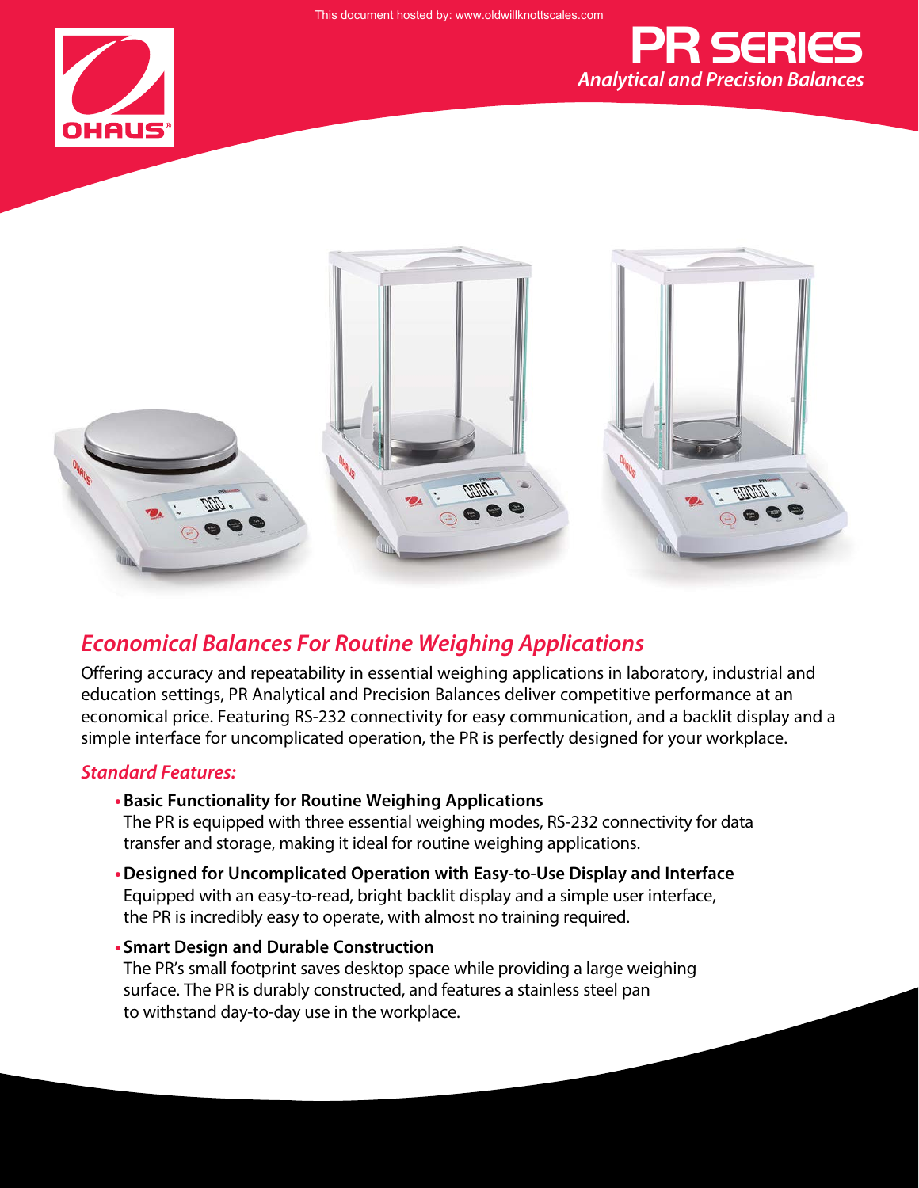# PR SERIES

*Analytical and Precision Balances*

## *Economical Balances For Routine Weighing Applications*

Offering accuracy and repeatability in essential weighing applications in laboratory, industrial and education settings, PR Analytical and Precision Balances deliver competitive performance at an economical price. Featuring RS-232 connectivity for easy communication, and a backlit display and a simple interface for uncomplicated operation, the PR is perfectly designed for your workplace.

### *Standard Features:*

- **Basic Functionality for Routine Weighing Applications**
  The PR is equipped with three essential weighing modes, RS-232 connectivity for data transfer and storage, making it ideal for routine weighing applications.
- **Designed for Uncomplicated Operation with Easy-to-Use Display and Interface**
  Equipped with an easy-to-read, bright backlit display and a simple user interface, the PR is incredibly easy to operate, with almost no training required.
- **Smart Design and Durable Construction**
  The PR's small footprint saves desktop space while providing a large weighing surface. The PR is durably constructed, and features a stainless steel pan to withstand day-to-day use in the workplace.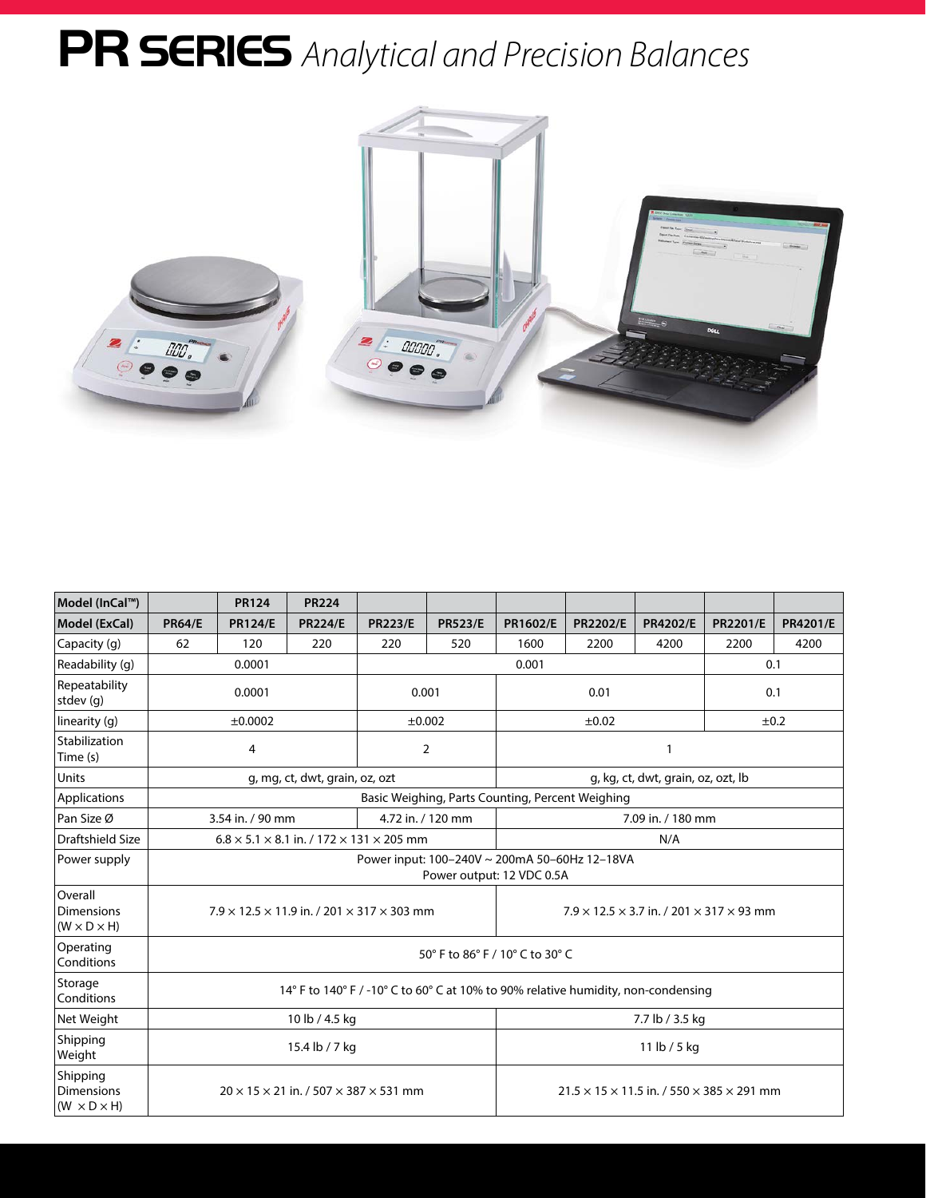# PR SERIES *Analytical and Precision Balances*

| Model (InCal™) | | PR124 | PR224 | | | | | | | |
|---|---|---|---|---|---|---|---|---|---|---|
| **Model (ExCal)** | **PR64/E** | **PR124/E** | **PR224/E** | **PR223/E** | **PR523/E** | **PR1602/E** | **PR2202/E** | **PR4202/E** | **PR2201/E** | **PR4201/E** |
| Capacity (g) | 62 | 120 | 220 | 220 | 520 | 1600 | 2200 | 4200 | 2200 | 4200 |
| Readability (g) | 0.0001 | | | 0.001 | | | | | 0.1 | |
| Repeatability stdev (g) | 0.0001 | | | 0.001 | | 0.01 | | | 0.1 | |
| linearity (g) | ±0.0002 | | | ±0.002 | | ±0.02 | | | ±0.2 | |
| Stabilization Time (s) | 4 | | | 2 | | 1 | | | | |
| Units | g, mg, ct, dwt, grain, oz, ozt | | | | | g, kg, ct, dwt, grain, oz, ozt, lb | | | | |
| Applications | Basic Weighing, Parts Counting, Percent Weighing | | | | | | | | | |
| Pan Size Ø | 3.54 in. / 90 mm | | | 4.72 in. / 120 mm | | 7.09 in. / 180 mm | | | | |
| Draftshield Size | 6.8 × 5.1 × 8.1 in. / 172 × 131 × 205 mm | | | | | N/A | | | | |
| Power supply | Power input: 100–240V ~ 200mA 50–60Hz 12–18VA<br>Power output: 12 VDC 0.5A | | | | | | | | | |
| Overall Dimensions (W × D × H) | 7.9 × 12.5 × 11.9 in. / 201 × 317 × 303 mm | | | | | 7.9 × 12.5 × 3.7 in. / 201 × 317 × 93 mm | | | | |
| Operating Conditions | 50° F to 86° F / 10° C to 30° C | | | | | | | | | |
| Storage Conditions | 14° F to 140° F / -10° C to 60° C at 10% to 90% relative humidity, non-condensing | | | | | | | | | |
| Net Weight | 10 lb / 4.5 kg | | | | | 7.7 lb / 3.5 kg | | | | |
| Shipping Weight | 15.4 lb / 7 kg | | | | | 11 lb / 5 kg | | | | |
| Shipping Dimensions (W × D × H) | 20 × 15 × 21 in. / 507 × 387 × 531 mm | | | | | 21.5 × 15 × 11.5 in. / 550 × 385 × 291 mm | | | | |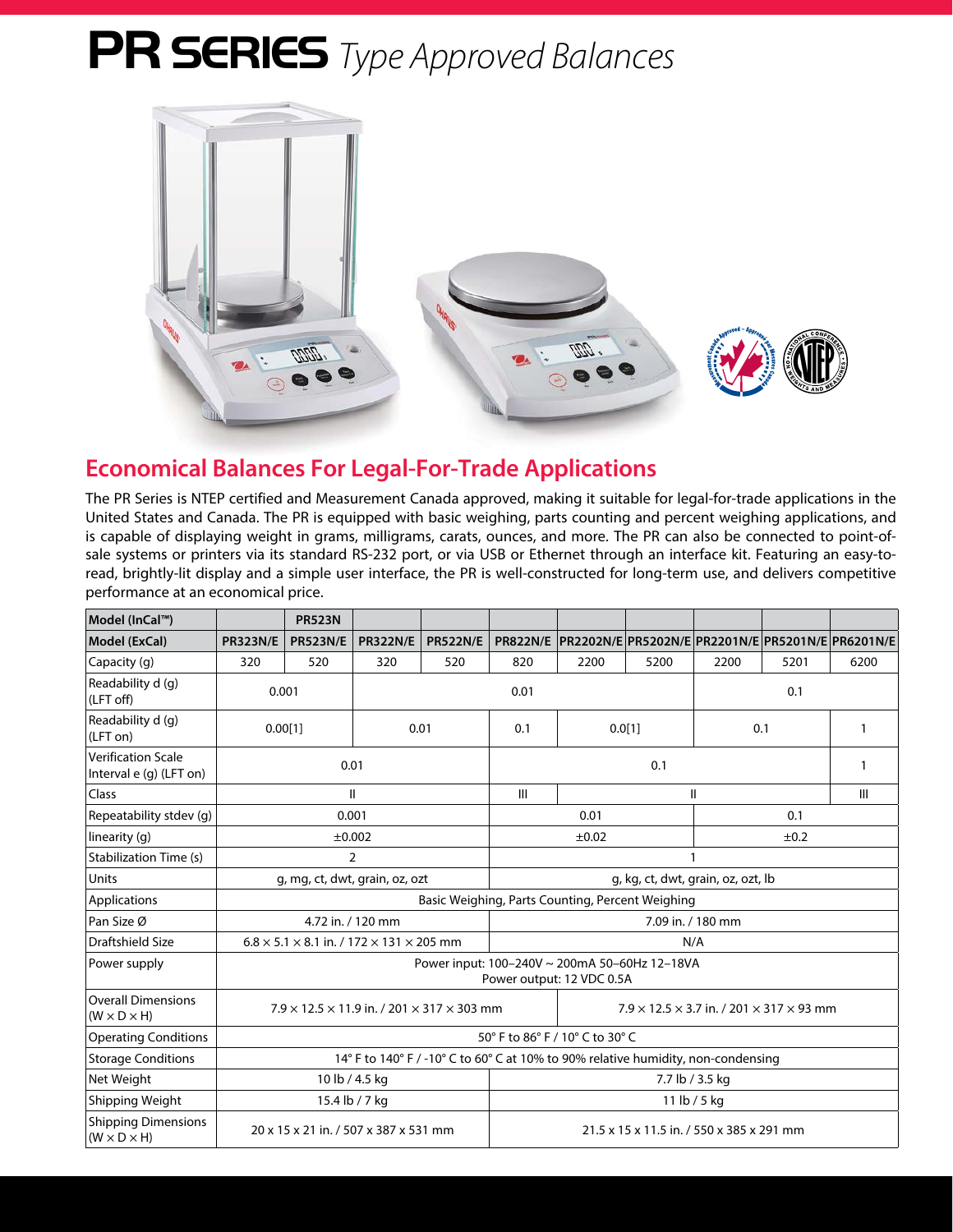# PR SERIES *Type Approved Balances*

## Economical Balances For Legal-For-Trade Applications

The PR Series is NTEP certified and Measurement Canada approved, making it suitable for legal-for-trade applications in the United States and Canada. The PR is equipped with basic weighing, parts counting and percent weighing applications, and is capable of displaying weight in grams, milligrams, carats, ounces, and more. The PR can also be connected to point-of-sale systems or printers via its standard RS-232 port, or via USB or Ethernet through an interface kit. Featuring an easy-to-read, brightly-lit display and a simple user interface, the PR is well-constructed for long-term use, and delivers competitive performance at an economical price.

| **Model (InCal™)** | | **PR523N** | | | | | | | | |
|---|---|---|---|---|---|---|---|---|---|---|
| **Model (ExCal)** | **PR323N/E** | **PR523N/E** | **PR322N/E** | **PR522N/E** | **PR822N/E** | **PR2202N/E** | **PR5202N/E** | **PR2201N/E** | **PR5201N/E** | **PR6201N/E** |
| Capacity (g) | 320 | 520 | 320 | 520 | 820 | 2200 | 5200 | 2200 | 5201 | 6200 |
| Readability d (g) (LFT off) | 0.001 | | 0.01 | | | | | 0.1 | | |
| Readability d (g) (LFT on) | 0.00[1] | | 0.01 | | 0.1 | 0.0[1] | | 0.1 | | 1 |
| Verification Scale Interval e (g) (LFT on) | 0.01 | | | | 0.1 | | | | | 1 |
| Class | II | | | | III | II | | | | III |
| Repeatability stdev (g) | 0.001 | | | | 0.01 | | | 0.1 | | |
| linearity (g) | ±0.002 | | | | ±0.02 | | | ±0.2 | | |
| Stabilization Time (s) | 2 | | | | 1 | | | | | |
| Units | g, mg, ct, dwt, grain, oz, ozt | | | | g, kg, ct, dwt, grain, oz, ozt, lb | | | | | |
| Applications | Basic Weighing, Parts Counting, Percent Weighing | | | | | | | | | |
| Pan Size Ø | 4.72 in. / 120 mm | | | | 7.09 in. / 180 mm | | | | | |
| Draftshield Size | 6.8 × 5.1 × 8.1 in. / 172 × 131 × 205 mm | | | | N/A | | | | | |
| Power supply | Power input: 100–240V ~ 200mA 50–60Hz 12–18VA<br>Power output: 12 VDC 0.5A | | | | | | | | | |
| Overall Dimensions (W × D × H) | 7.9 × 12.5 × 11.9 in. / 201 × 317 × 303 mm | | | | | 7.9 × 12.5 × 3.7 in. / 201 × 317 × 93 mm | | | | |
| Operating Conditions | 50° F to 86° F / 10° C to 30° C | | | | | | | | | |
| Storage Conditions | 14° F to 140° F / -10° C to 60° C at 10% to 90% relative humidity, non-condensing | | | | | | | | | |
| Net Weight | 10 lb / 4.5 kg | | | | 7.7 lb / 3.5 kg | | | | | |
| Shipping Weight | 15.4 lb / 7 kg | | | | 11 lb / 5 kg | | | | | |
| Shipping Dimensions (W × D × H) | 20 x 15 x 21 in. / 507 x 387 x 531 mm | | | | 21.5 x 15 x 11.5 in. / 550 x 385 x 291 mm | | | | | |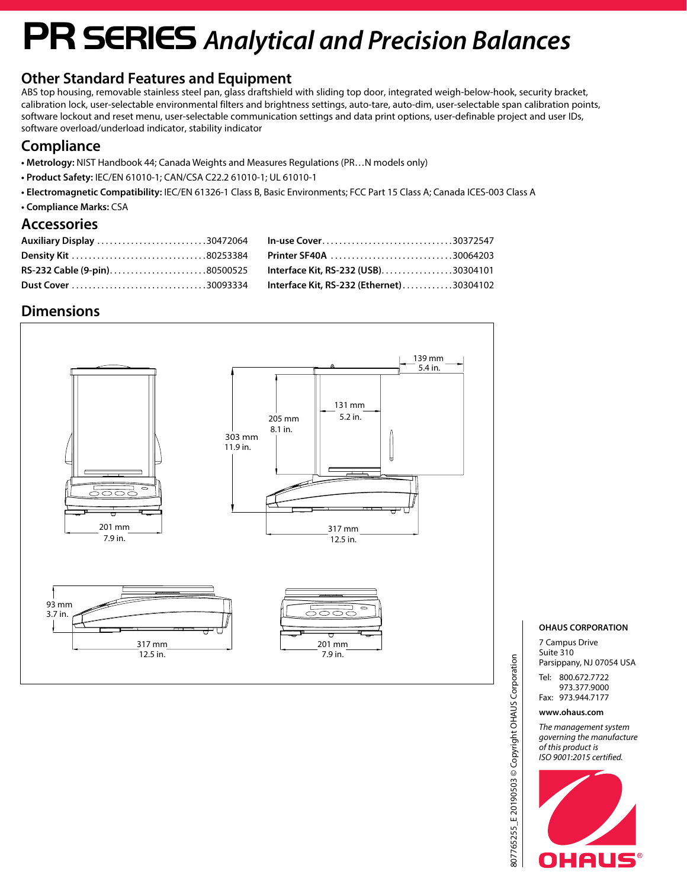# PR SERIES *Analytical and Precision Balances*

## Other Standard Features and Equipment

ABS top housing, removable stainless steel pan, glass draftshield with sliding top door, integrated weigh-below-hook, security bracket, calibration lock, user-selectable environmental filters and brightness settings, auto-tare, auto-dim, user-selectable span calibration points, software lockout and reset menu, user-selectable communication settings and data print options, user-definable project and user IDs, software overload/underload indicator, stability indicator

## Compliance

- **Metrology:** NIST Handbook 44; Canada Weights and Measures Regulations (PR…N models only)
- **Product Safety:** IEC/EN 61010-1; CAN/CSA C22.2 61010-1; UL 61010-1
- **Electromagnetic Compatibility:** IEC/EN 61326-1 Class B, Basic Environments; FCC Part 15 Class A; Canada ICES-003 Class A
- **Compliance Marks:** CSA

## Accessories

| | | | |
|---|---|---|---|
| **Auxiliary Display** | 30472064 | **In-use Cover** | 30372547 |
| **Density Kit** | 80253384 | **Printer SF40A** | 30064203 |
| **RS-232 Cable (9-pin)** | 80500525 | **Interface Kit, RS-232 (USB)** | 30304101 |
| **Dust Cover** | 30093334 | **Interface Kit, RS-232 (Ethernet)** | 30304102 |

## Dimensions

139 mm
5.4 in.

131 mm
5.2 in.

205 mm
8.1 in.

303 mm
11.9 in.

201 mm
7.9 in.

317 mm
12.5 in.

93 mm
3.7 in.

317 mm
12.5 in.

201 mm
7.9 in.

80765255_E 20190503 © Copyright OHAUS Corporation

**OHAUS CORPORATION**

7 Campus Drive
Suite 310
Parsippany, NJ 07054 USA

Tel: 800.672.7722
973.377.9000
Fax: 973.944.7177

**www.ohaus.com**

*The management system governing the manufacture of this product is ISO 9001:2015 certified.*

OHAUS®